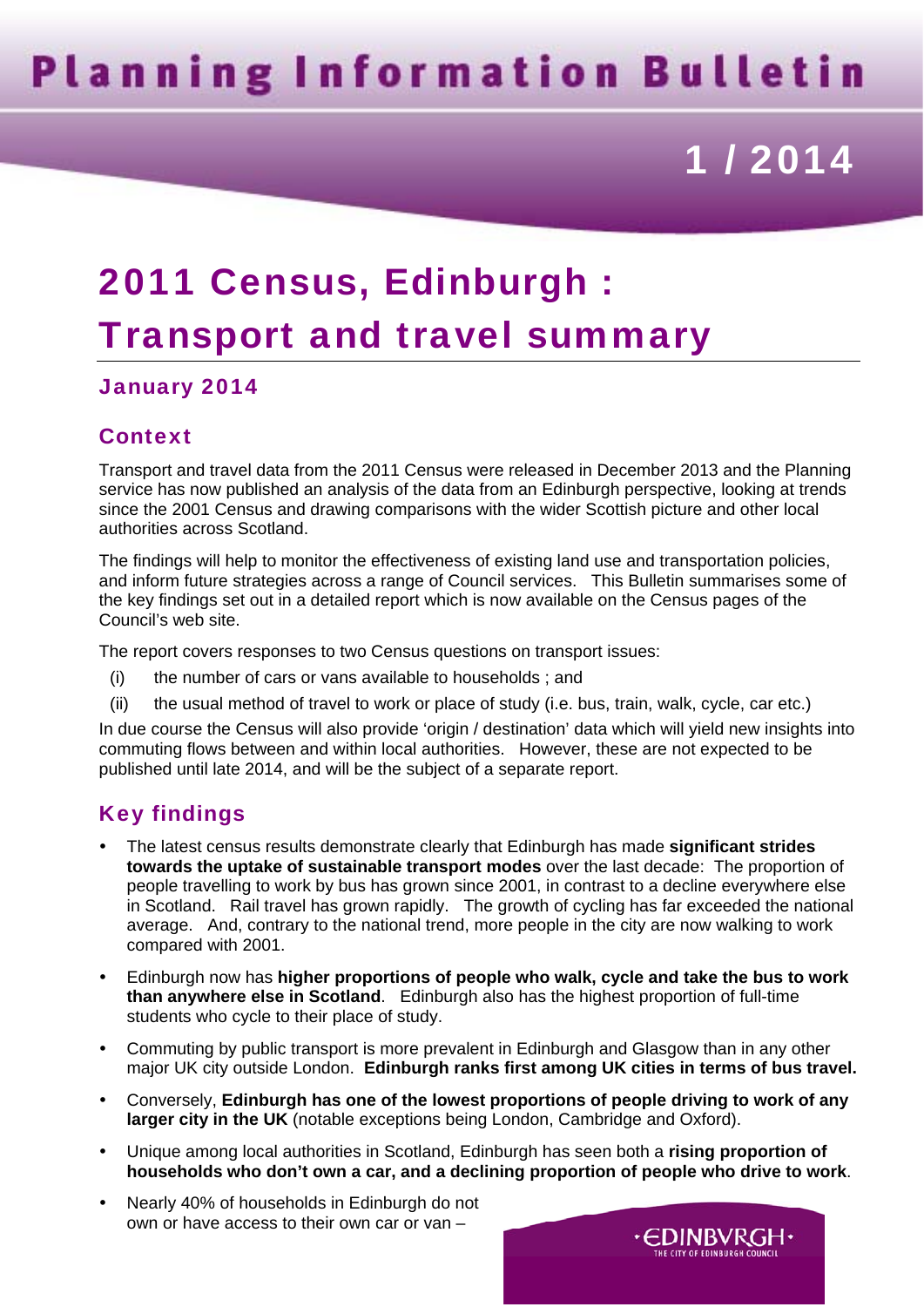# Planning Information Bulletin

## 1 / 2014

# 2011 Census, Edinburgh : Transport and travel summary

### January 2014

## Context

Transport and travel data from the 2011 Census were released in December 2013 and the Planning service has now published an analysis of the data from an Edinburgh perspective, looking at trends since the 2001 Census and drawing comparisons with the wider Scottish picture and other local authorities across Scotland.

The findings will help to monitor the effectiveness of existing land use and transportation policies, and inform future strategies across a range of Council services. This Bulletin summarises some of the key findings set out in a detailed report which is now available on the Census pages of the Council's web site.

The report covers responses to two Census questions on transport issues:

(i) the number of cars or vans available to households ; and

(ii) the usual method of travel to work or place of study (i.e. bus, train, walk, cycle, car etc.)

In due course the Census will also provide 'origin / destination' data which will yield new insights into commuting flows between and within local authorities. However, these are not expected to be published until late 2014, and will be the subject of a separate report.

## Key findings

- The latest census results demonstrate clearly that Edinburgh has made **significant strides towards the uptake of sustainable transport modes** over the last decade: The proportion of people travelling to work by bus has grown since 2001, in contrast to a decline everywhere else in Scotland. Rail travel has grown rapidly. The growth of cycling has far exceeded the national average. And, contrary to the national trend, more people in the city are now walking to work compared with 2001.
- Edinburgh now has **higher proportions of people who walk, cycle and take the bus to work than anywhere else in Scotland**. Edinburgh also has the highest proportion of full-time students who cycle to their place of study.
- Commuting by public transport is more prevalent in Edinburgh and Glasgow than in any other major UK city outside London. **Edinburgh ranks first among UK cities in terms of bus travel.**
- Conversely, **Edinburgh has one of the lowest proportions of people driving to work of any larger city in the UK** (notable exceptions being London, Cambridge and Oxford).
- Unique among local authorities in Scotland, Edinburgh has seen both a **rising proportion of households who don't own a car, and a declining proportion of people who drive to work**.
- Nearly 40% of households in Edinburgh do not own or have access to their own car or van –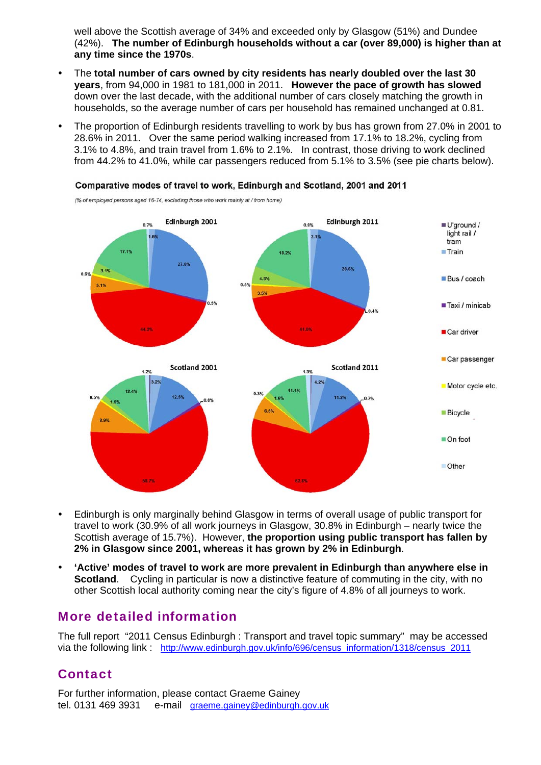well above the Scottish average of 34% and exceeded only by Glasgow (51%) and Dundee (42%). **The number of Edinburgh households without a car (over 89,000) is higher than at any time since the 1970s**.

- The **total number of cars owned by city residents has nearly doubled over the last 30 years**, from 94,000 in 1981 to 181,000 in 2011. **However the pace of growth has slowed** down over the last decade, with the additional number of cars closely matching the growth in households, so the average number of cars per household has remained unchanged at 0.81.
- The proportion of Edinburgh residents travelling to work by bus has grown from 27.0% in 2001 to 28.6% in 2011. Over the same period walking increased from 17.1% to 18.2%, cycling from 3.1% to 4.8%, and train travel from 1.6% to 2.1%. In contrast, those driving to work declined from 44.2% to 41.0%, while car passengers reduced from 5.1% to 3.5% (see pie charts below).

**Comparative modes of travel to work, Edinburgh and Scotland, 2001 and 2011**

(% of employed persons aged 16-74, excluding those who work mainly at / from home)

Edinburgh 2001
0.7%
1.6%
27.0%
0.5%
44.2%
5.1%
0.6%
3.1%
17.1%

Edinburgh 2011
0.8%
2.1%
28.6%
0.4%
41.0%
3.5%
0.5%
4.8%
18.2%

Scotland 2001
1.2%
3.2%
12.5%
0.8%
58.7%
8.9%
0.5%
1.6%
12.4%

Scotland 2011
1.3%
4.2%
11.2%
0.7%
62.8%
6.6%
0.3%
1.6%
11.1%

U'ground / light rail / tram
Train
Bus / coach
Taxi / minicab
Car driver
Car passenger
Motor cycle etc.
Bicycle
On foot
Other

- Edinburgh is only marginally behind Glasgow in terms of overall usage of public transport for travel to work (30.9% of all work journeys in Glasgow, 30.8% in Edinburgh – nearly twice the Scottish average of 15.7%). However, **the proportion using public transport has fallen by 2% in Glasgow since 2001, whereas it has grown by 2% in Edinburgh**.
- **'Active' modes of travel to work are more prevalent in Edinburgh than anywhere else in Scotland**. Cycling in particular is now a distinctive feature of commuting in the city, with no other Scottish local authority coming near the city's figure of 4.8% of all journeys to work.

## More detailed information

The full report "2011 Census Edinburgh : Transport and travel topic summary" may be accessed via the following link : http://www.edinburgh.gov.uk/info/696/census_information/1318/census_2011

## Contact

For further information, please contact Graeme Gainey
tel. 0131 469 3931 e-mail graeme.gainey@edinburgh.gov.uk